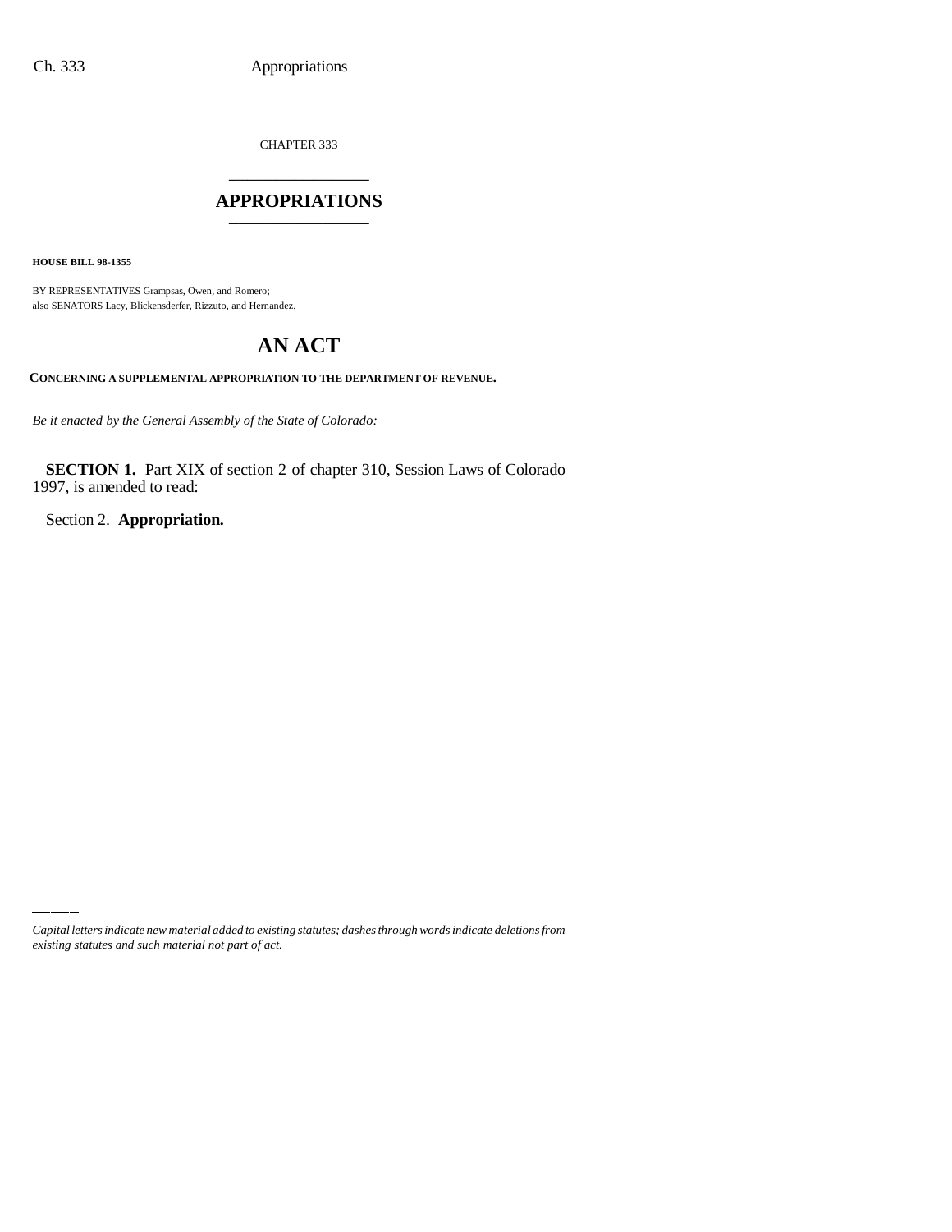CHAPTER 333

# APPROPRIATIONS

**HOUSE BILL 98-1355**

BY REPRESENTATIVES Grampsas, Owen, and Romero;
also SENATORS Lacy, Blickensderfer, Rizzuto, and Hernandez.

# AN ACT

**CONCERNING A SUPPLEMENTAL APPROPRIATION TO THE DEPARTMENT OF REVENUE.**

*Be it enacted by the General Assembly of the State of Colorado:*

**SECTION 1.** Part XIX of section 2 of chapter 310, Session Laws of Colorado 1997, is amended to read:

Section 2. **Appropriation.**

*Capital letters indicate new material added to existing statutes; dashes through words indicate deletions from existing statutes and such material not part of act.*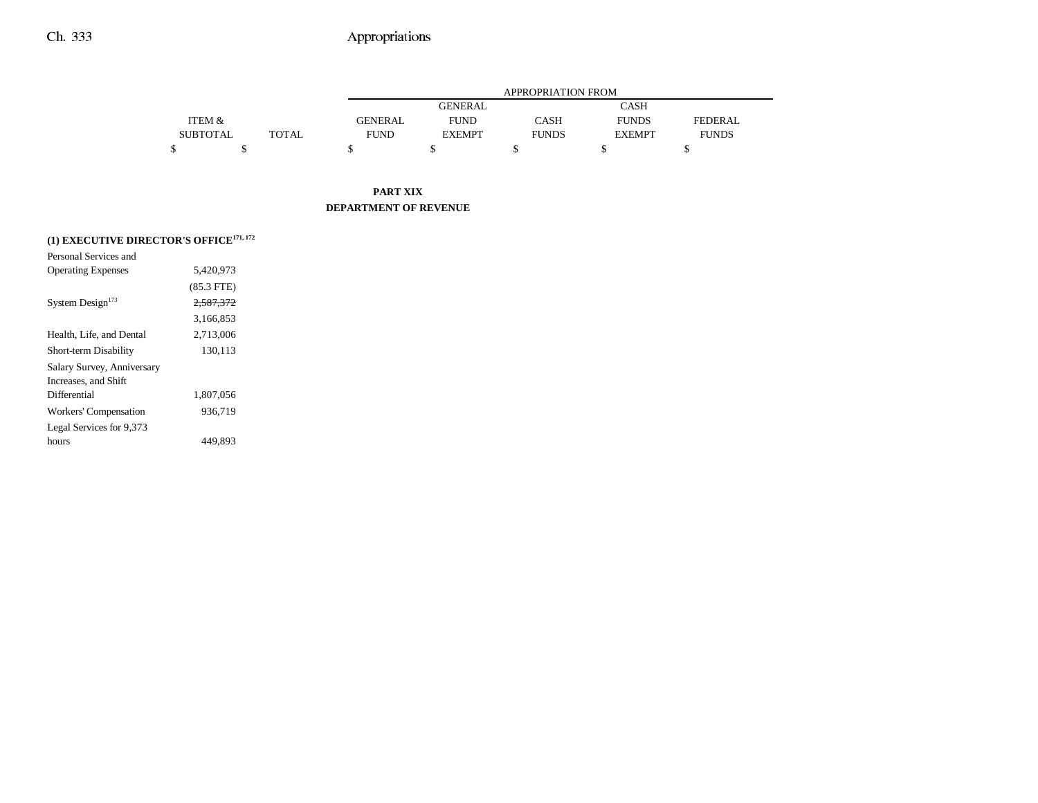| | ITEM & SUBTOTAL | TOTAL | APPROPRIATION FROM GENERAL FUND | GENERAL FUND EXEMPT | CASH FUNDS | CASH FUNDS EXEMPT | FEDERAL FUNDS |
|---|---|---|---|---|---|---|---|
| | $ | $ | $ | $ | $ | $ | $ |

**PART XIX**
**DEPARTMENT OF REVENUE**

**(1) EXECUTIVE DIRECTOR'S OFFICE[171, 172]**

| | ITEM & SUBTOTAL | TOTAL | GENERAL FUND | GENERAL FUND EXEMPT | CASH FUNDS | CASH FUNDS EXEMPT | FEDERAL FUNDS |
|---|---|---|---|---|---|---|---|
| Personal Services and Operating Expenses | 5,420,973 | | | | | | |
| | (85.3 FTE) | | | | | | |
| System Design[173] | ~~2,587,372~~ | | | | | | |
| | 3,166,853 | | | | | | |
| Health, Life, and Dental | 2,713,006 | | | | | | |
| Short-term Disability | 130,113 | | | | | | |
| Salary Survey, Anniversary Increases, and Shift Differential | 1,807,056 | | | | | | |
| Workers' Compensation | 936,719 | | | | | | |
| Legal Services for 9,373 hours | 449,893 | | | | | | |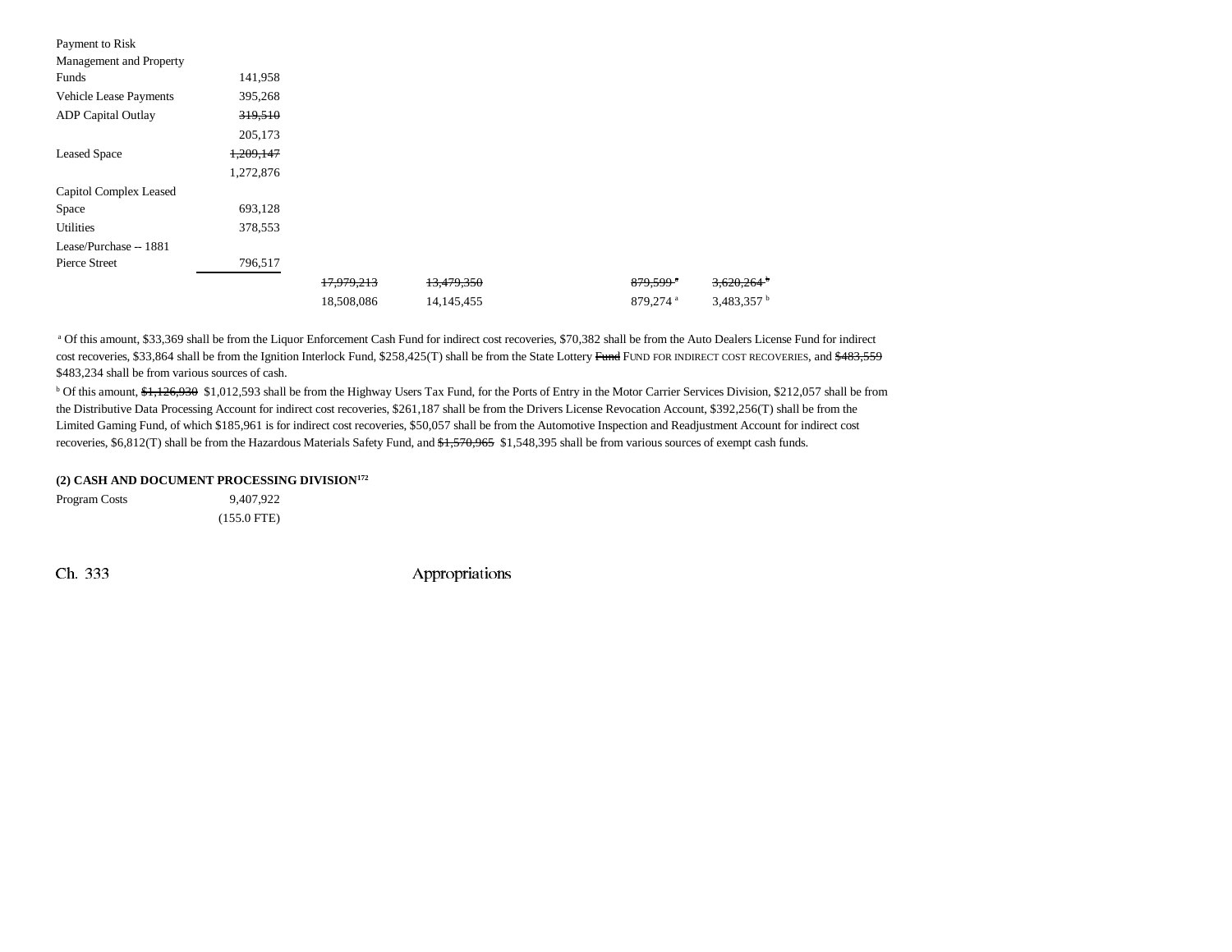| | | | | | | |
|---|---|---|---|---|---|---|
| Payment to Risk Management and Property Funds | 141,958 | | | | | |
| Vehicle Lease Payments | 395,268 | | | | | |
| ADP Capital Outlay | ~~319,510~~ | | | | | |
| | 205,173 | | | | | |
| Leased Space | ~~1,209,147~~ | | | | | |
| | 1,272,876 | | | | | |
| Capitol Complex Leased Space | 693,128 | | | | | |
| Utilities | 378,553 | | | | | |
| Lease/Purchase -- 1881 Pierce Street | 796,517 | | | | | |
| | | ~~17,979,213~~ | ~~13,479,350~~ | | ~~879,599~~ [a] | ~~3,620,264~~ [b] |
| | | 18,508,086 | 14,145,455 | | 879,274 [a] | 3,483,357 [b] |

[a] Of this amount, $33,369 shall be from the Liquor Enforcement Cash Fund for indirect cost recoveries, $70,382 shall be from the Auto Dealers License Fund for indirect cost recoveries, $33,864 shall be from the Ignition Interlock Fund, $258,425(T) shall be from the State Lottery ~~Fund~~ FUND FOR INDIRECT COST RECOVERIES, and ~~$483,559~~ $483,234 shall be from various sources of cash.

[b] Of this amount, ~~$1,126,930~~ $1,012,593 shall be from the Highway Users Tax Fund, for the Ports of Entry in the Motor Carrier Services Division, $212,057 shall be from the Distributive Data Processing Account for indirect cost recoveries, $261,187 shall be from the Drivers License Revocation Account, $392,256(T) shall be from the Limited Gaming Fund, of which $185,961 is for indirect cost recoveries, $50,057 shall be from the Automotive Inspection and Readjustment Account for indirect cost recoveries, $6,812(T) shall be from the Hazardous Materials Safety Fund, and ~~$1,570,965~~ $1,548,395 shall be from various sources of exempt cash funds.

**(2) CASH AND DOCUMENT PROCESSING DIVISION[172]**

| | |
|---|---|
| Program Costs | 9,407,922 |
| | (155.0 FTE) |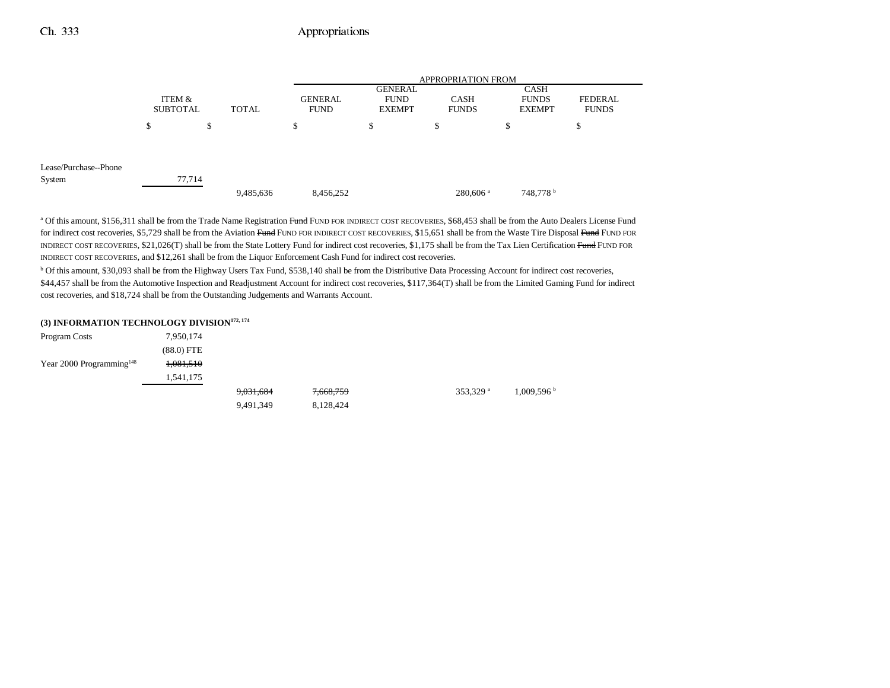| | ITEM & SUBTOTAL | TOTAL | APPROPRIATION FROM GENERAL FUND | GENERAL FUND EXEMPT | CASH FUNDS | CASH FUNDS EXEMPT | FEDERAL FUNDS |
|---|---|---|---|---|---|---|---|
| | $ | $ | $ | $ | $ | $ | $ |
| Lease/Purchase--Phone System | 77,714 | | | | | | |
| | | 9,485,636 | 8,456,252 | | 280,606 [a] | 748,778 [b] | |

[a] Of this amount, $156,311 shall be from the Trade Name Registration ~~Fund~~ FUND FOR INDIRECT COST RECOVERIES, $68,453 shall be from the Auto Dealers License Fund for indirect cost recoveries, $5,729 shall be from the Aviation ~~Fund~~ FUND FOR INDIRECT COST RECOVERIES, $15,651 shall be from the Waste Tire Disposal ~~Fund~~ FUND FOR INDIRECT COST RECOVERIES, $21,026(T) shall be from the State Lottery Fund for indirect cost recoveries, $1,175 shall be from the Tax Lien Certification ~~Fund~~ FUND FOR INDIRECT COST RECOVERIES, and $12,261 shall be from the Liquor Enforcement Cash Fund for indirect cost recoveries.

[b] Of this amount, $30,093 shall be from the Highway Users Tax Fund, $538,140 shall be from the Distributive Data Processing Account for indirect cost recoveries, $44,457 shall be from the Automotive Inspection and Readjustment Account for indirect cost recoveries, $117,364(T) shall be from the Limited Gaming Fund for indirect cost recoveries, and $18,724 shall be from the Outstanding Judgements and Warrants Account.

**(3) INFORMATION TECHNOLOGY DIVISION[172, 174]**

| | ITEM & SUBTOTAL | TOTAL | GENERAL FUND | GENERAL FUND EXEMPT | CASH FUNDS | CASH FUNDS EXEMPT | FEDERAL FUNDS |
|---|---|---|---|---|---|---|---|
| Program Costs | 7,950,174 | | | | | | |
| | (88.0) FTE | | | | | | |
| Year 2000 Programming[148] | ~~1,081,510~~ | | | | | | |
| | 1,541,175 | | | | | | |
| | | ~~9,031,684~~ | ~~7,668,759~~ | | 353,329 [a] | 1,009,596 [b] | |
| | | 9,491,349 | 8,128,424 | | | | |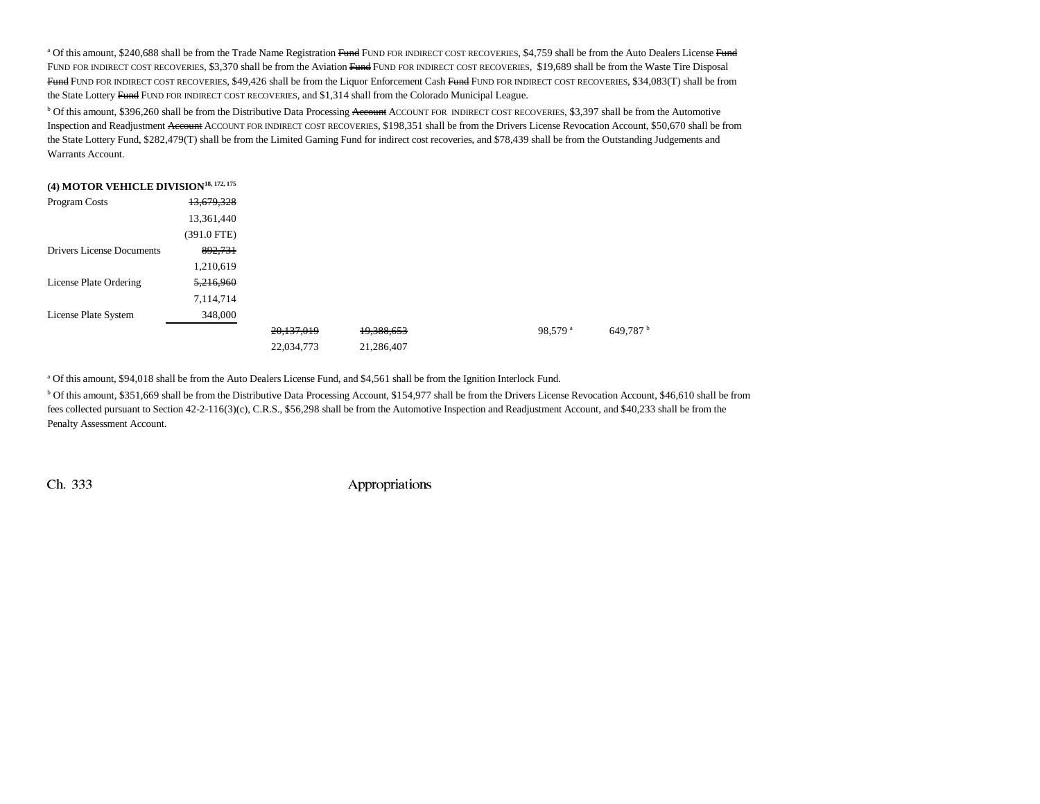[a] Of this amount, $240,688 shall be from the Trade Name Registration ~~Fund~~ FUND FOR INDIRECT COST RECOVERIES, $4,759 shall be from the Auto Dealers License ~~Fund~~ FUND FOR INDIRECT COST RECOVERIES, $3,370 shall be from the Aviation ~~Fund~~ FUND FOR INDIRECT COST RECOVERIES, $19,689 shall be from the Waste Tire Disposal ~~Fund~~ FUND FOR INDIRECT COST RECOVERIES, $49,426 shall be from the Liquor Enforcement Cash ~~Fund~~ FUND FOR INDIRECT COST RECOVERIES, $34,083(T) shall be from the State Lottery ~~Fund~~ FUND FOR INDIRECT COST RECOVERIES, and $1,314 shall from the Colorado Municipal League.

[b] Of this amount, $396,260 shall be from the Distributive Data Processing ~~Account~~ ACCOUNT FOR INDIRECT COST RECOVERIES, $3,397 shall be from the Automotive Inspection and Readjustment ~~Account~~ ACCOUNT FOR INDIRECT COST RECOVERIES, $198,351 shall be from the Drivers License Revocation Account, $50,670 shall be from the State Lottery Fund, $282,479(T) shall be from the Limited Gaming Fund for indirect cost recoveries, and $78,439 shall be from the Outstanding Judgements and Warrants Account.

**(4) MOTOR VEHICLE DIVISION**[18, 172, 175]

| | | | | | | |
|---|---|---|---|---|---|---|
| Program Costs | ~~13,679,328~~ | | | | | |
| | 13,361,440 | | | | | |
| | (391.0 FTE) | | | | | |
| Drivers License Documents | ~~892,731~~ | | | | | |
| | 1,210,619 | | | | | |
| License Plate Ordering | ~~5,216,960~~ | | | | | |
| | 7,114,714 | | | | | |
| License Plate System | 348,000 | | | | | |
| | | ~~20,137,019~~ | ~~19,388,653~~ | | 98,579[a] | 649,787[b] |
| | | 22,034,773 | 21,286,407 | | | |

[a] Of this amount, $94,018 shall be from the Auto Dealers License Fund, and $4,561 shall be from the Ignition Interlock Fund.

[b] Of this amount, $351,669 shall be from the Distributive Data Processing Account, $154,977 shall be from the Drivers License Revocation Account, $46,610 shall be from fees collected pursuant to Section 42-2-116(3)(c), C.R.S., $56,298 shall be from the Automotive Inspection and Readjustment Account, and $40,233 shall be from the Penalty Assessment Account.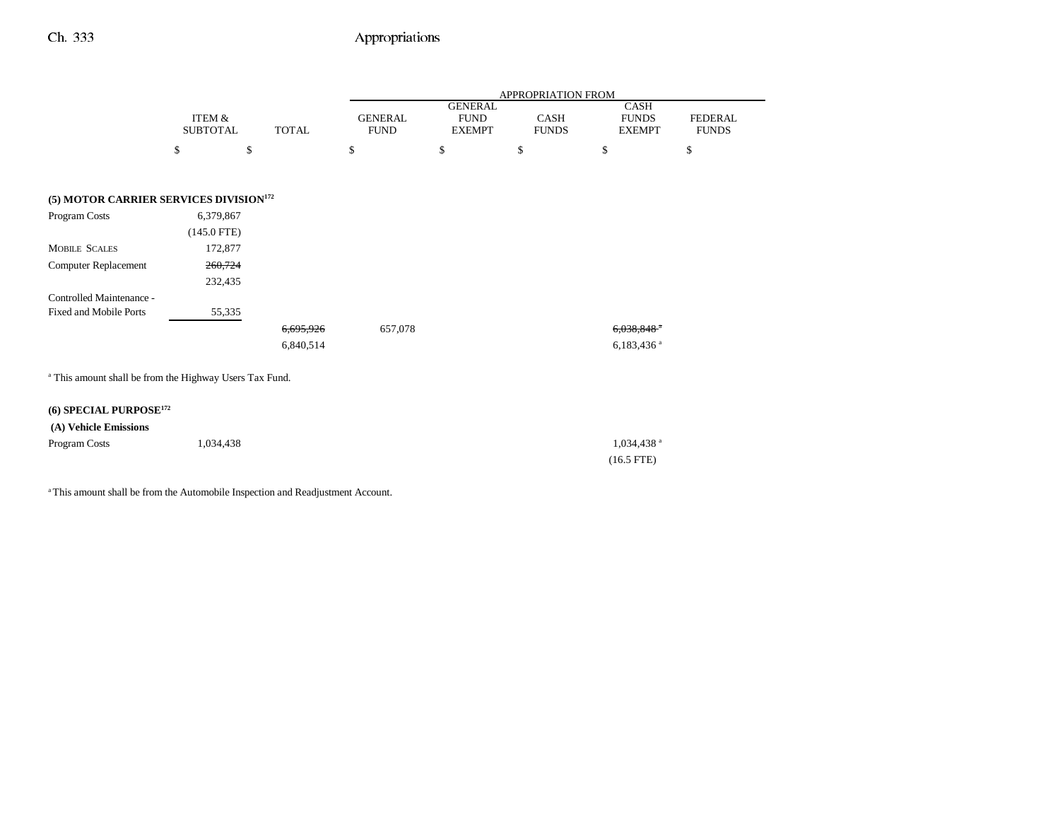| | ITEM & SUBTOTAL | TOTAL | APPROPRIATION FROM GENERAL FUND | GENERAL FUND EXEMPT | CASH FUNDS | CASH FUNDS EXEMPT | FEDERAL FUNDS |
|---|---|---|---|---|---|---|---|
| | $ | $ | $ | $ | $ | $ | $ |
| **(5) MOTOR CARRIER SERVICES DIVISION[172]** | | | | | | | |
| Program Costs | 6,379,867 | | | | | | |
| | (145.0 FTE) | | | | | | |
| MOBILE SCALES | 172,877 | | | | | | |
| Computer Replacement | ~~260,724~~ | | | | | | |
| | 232,435 | | | | | | |
| Controlled Maintenance - Fixed and Mobile Ports | 55,335 | | | | | | |
| | | ~~6,695,926~~ | 657,078 | | | ~~6,038,848~~[a] | |
| | | 6,840,514 | | | | 6,183,436[a] | |

[a] This amount shall be from the Highway Users Tax Fund.

| | ITEM & SUBTOTAL | TOTAL | GENERAL FUND | GENERAL FUND EXEMPT | CASH FUNDS | CASH FUNDS EXEMPT | FEDERAL FUNDS |
|---|---|---|---|---|---|---|---|
| **(6) SPECIAL PURPOSE[172]** | | | | | | | |
| **(A) Vehicle Emissions** | | | | | | | |
| Program Costs | 1,034,438 | | | | | 1,034,438[a] | |
| | | | | | | (16.5 FTE) | |

[a] This amount shall be from the Automobile Inspection and Readjustment Account.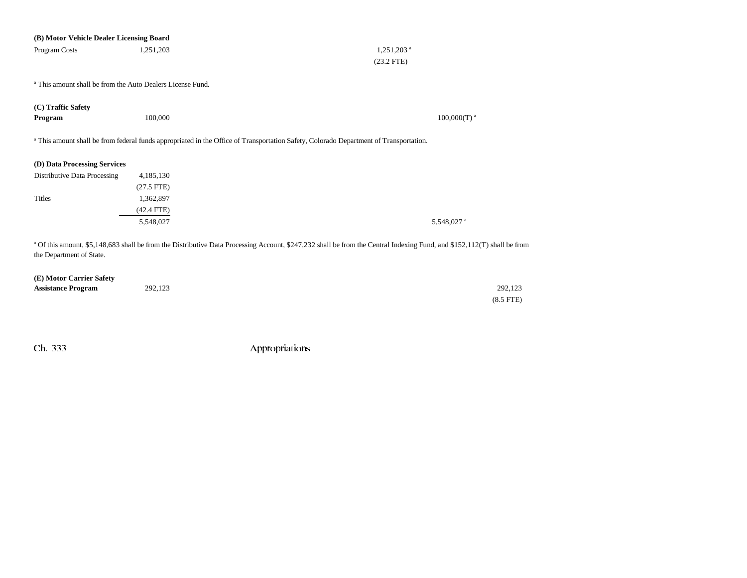**(B) Motor Vehicle Dealer Licensing Board**

| | | | | | |
|---|---|---|---|---|---|
| Program Costs | 1,251,203 | | 1,251,203[a] | | |
| | | | (23.2 FTE) | | |

[a] This amount shall be from the Auto Dealers License Fund.

**(C) Traffic Safety Program**

| | | | | | |
|---|---|---|---|---|---|
| **Program** | 100,000 | | | 100,000(T)[a] | |

[a] This amount shall be from federal funds appropriated in the Office of Transportation Safety, Colorado Department of Transportation.

**(D) Data Processing Services**

| | | | | | |
|---|---|---|---|---|---|
| Distributive Data Processing | 4,185,130 | | | | |
| | (27.5 FTE) | | | | |
| Titles | 1,362,897 | | | | |
| | (42.4 FTE) | | | | |
| | 5,548,027 | | | 5,548,027[a] | |

[a] Of this amount, $5,148,683 shall be from the Distributive Data Processing Account, $247,232 shall be from the Central Indexing Fund, and $152,112(T) shall be from the Department of State.

**(E) Motor Carrier Safety Assistance Program**

| | | | | | |
|---|---|---|---|---|---|
| **Assistance Program** | 292,123 | | | | 292,123 |
| | | | | | (8.5 FTE) |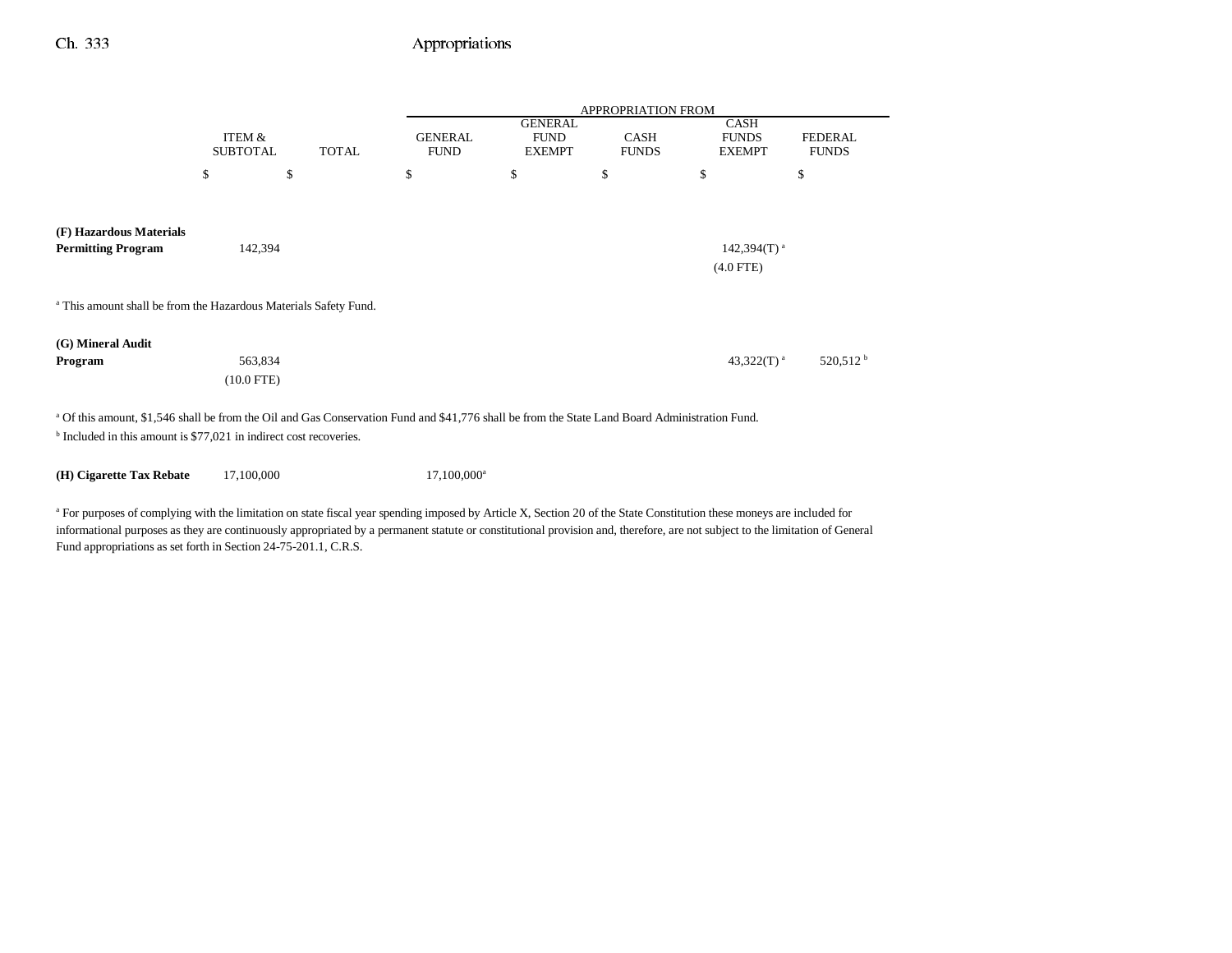| | ITEM & SUBTOTAL | TOTAL | APPROPRIATION FROM GENERAL FUND | GENERAL FUND EXEMPT | CASH FUNDS | CASH FUNDS EXEMPT | FEDERAL FUNDS |
|---|---|---|---|---|---|---|---|
| | $ | $ | $ | $ | $ | $ | $ |
| **(F) Hazardous Materials Permitting Program** | 142,394 | | | | | 142,394(T) [a] (4.0 FTE) | |

[a] This amount shall be from the Hazardous Materials Safety Fund.

| | ITEM & SUBTOTAL | TOTAL | GENERAL FUND | GENERAL FUND EXEMPT | CASH FUNDS | CASH FUNDS EXEMPT | FEDERAL FUNDS |
|---|---|---|---|---|---|---|---|
| **(G) Mineral Audit Program** | 563,834 (10.0 FTE) | | | | | 43,322(T) [a] | 520,512 [b] |

[a] Of this amount, $1,546 shall be from the Oil and Gas Conservation Fund and $41,776 shall be from the State Land Board Administration Fund.

[b] Included in this amount is $77,021 in indirect cost recoveries.

| | ITEM & SUBTOTAL | TOTAL | GENERAL FUND | GENERAL FUND EXEMPT | CASH FUNDS | CASH FUNDS EXEMPT | FEDERAL FUNDS |
|---|---|---|---|---|---|---|---|
| **(H) Cigarette Tax Rebate** | 17,100,000 | | 17,100,000[a] | | | | |

[a] For purposes of complying with the limitation on state fiscal year spending imposed by Article X, Section 20 of the State Constitution these moneys are included for informational purposes as they are continuously appropriated by a permanent statute or constitutional provision and, therefore, are not subject to the limitation of General Fund appropriations as set forth in Section 24-75-201.1, C.R.S.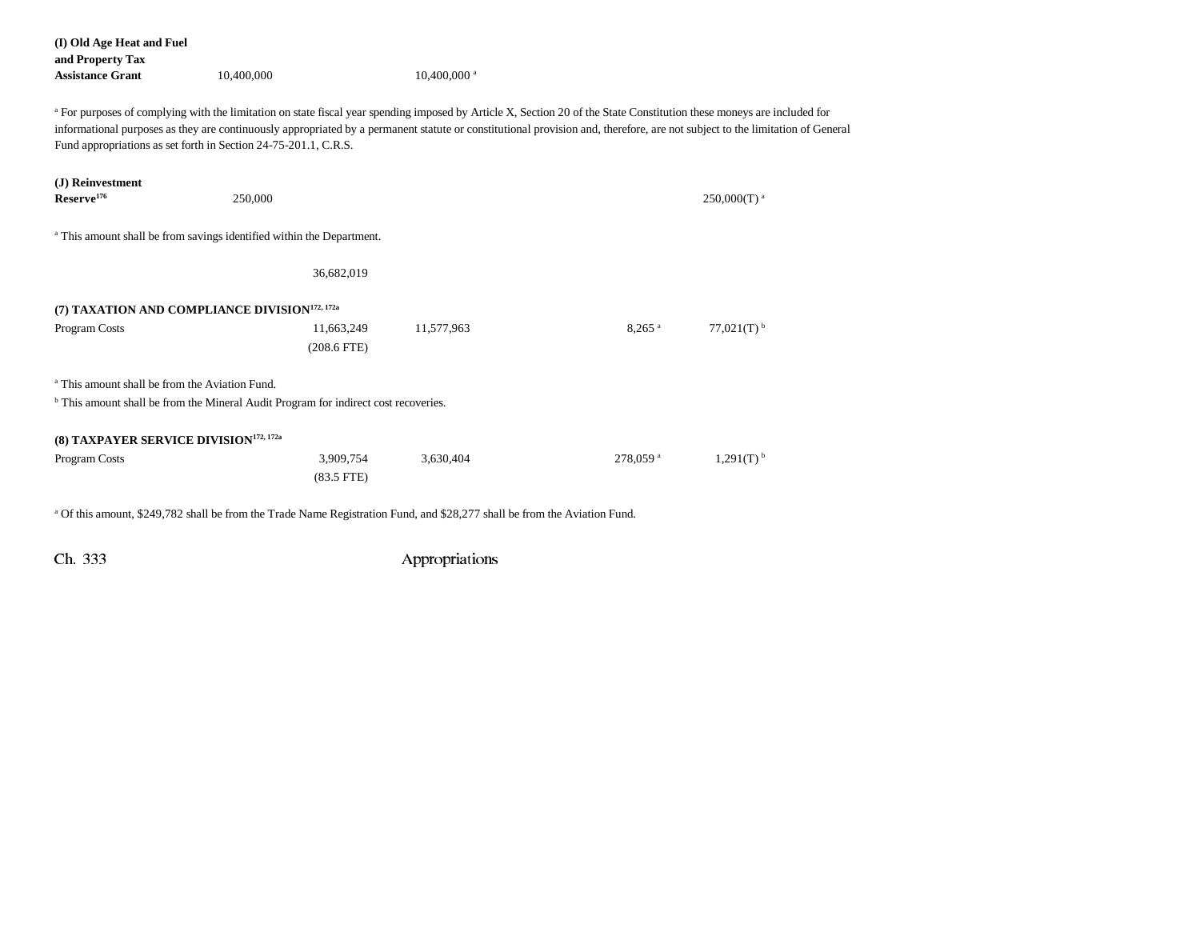| | | | | | |
|---|---|---|---|---|---|
| **(I) Old Age Heat and Fuel and Property Tax Assistance Grant** | 10,400,000 | | 10,400,000 [a] | | |

[a] For purposes of complying with the limitation on state fiscal year spending imposed by Article X, Section 20 of the State Constitution these moneys are included for informational purposes as they are continuously appropriated by a permanent statute or constitutional provision and, therefore, are not subject to the limitation of General Fund appropriations as set forth in Section 24-75-201.1, C.R.S.

| | | | | | |
|---|---|---|---|---|---|
| **(J) Reinvestment Reserve**[176] | 250,000 | | | | 250,000(T) [a] |

[a] This amount shall be from savings identified within the Department.

| | | | | | |
|---|---|---|---|---|---|
| | | 36,682,019 | | | |

**(7) TAXATION AND COMPLIANCE DIVISION**[172, 172a]

| | | | | | |
|---|---|---|---|---|---|
| Program Costs | | 11,663,249 | 11,577,963 | 8,265 [a] | 77,021(T) [b] |
| | | (208.6 FTE) | | | |

[a] This amount shall be from the Aviation Fund.

[b] This amount shall be from the Mineral Audit Program for indirect cost recoveries.

**(8) TAXPAYER SERVICE DIVISION**[172, 172a]

| | | | | | |
|---|---|---|---|---|---|
| Program Costs | | 3,909,754 | 3,630,404 | 278,059 [a] | 1,291(T) [b] |
| | | (83.5 FTE) | | | |

[a] Of this amount, $249,782 shall be from the Trade Name Registration Fund, and $28,277 shall be from the Aviation Fund.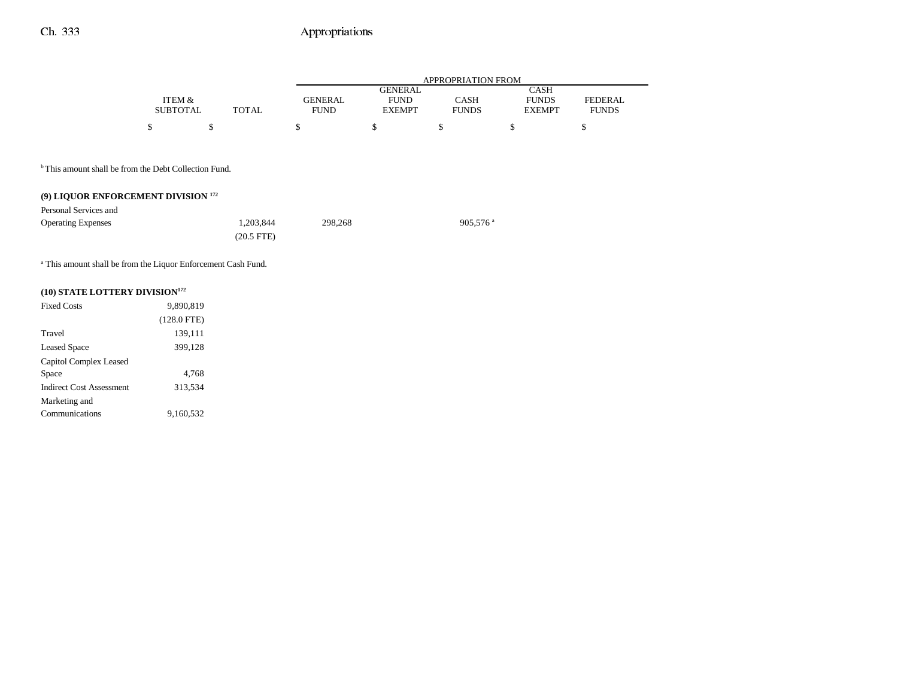| | ITEM & SUBTOTAL | TOTAL | GENERAL FUND | GENERAL FUND EXEMPT | CASH FUNDS | CASH FUNDS EXEMPT | FEDERAL FUNDS |
|---|---|---|---|---|---|---|---|
| | $ | $ | $ | $ | $ | $ | $ |

[b] This amount shall be from the Debt Collection Fund.

**(9) LIQUOR ENFORCEMENT DIVISION [172]**

| | ITEM & SUBTOTAL | TOTAL | GENERAL FUND | GENERAL FUND EXEMPT | CASH FUNDS | CASH FUNDS EXEMPT | FEDERAL FUNDS |
|---|---|---|---|---|---|---|---|
| Personal Services and Operating Expenses | | 1,203,844 | 298,268 | | 905,576[a] | | |
| | | (20.5 FTE) | | | | | |

[a] This amount shall be from the Liquor Enforcement Cash Fund.

**(10) STATE LOTTERY DIVISION[172]**

| | ITEM & SUBTOTAL | TOTAL | GENERAL FUND | GENERAL FUND EXEMPT | CASH FUNDS | CASH FUNDS EXEMPT | FEDERAL FUNDS |
|---|---|---|---|---|---|---|---|
| Fixed Costs | 9,890,819 | | | | | | |
| | (128.0 FTE) | | | | | | |
| Travel | 139,111 | | | | | | |
| Leased Space | 399,128 | | | | | | |
| Capitol Complex Leased Space | 4,768 | | | | | | |
| Indirect Cost Assessment | 313,534 | | | | | | |
| Marketing and Communications | 9,160,532 | | | | | | |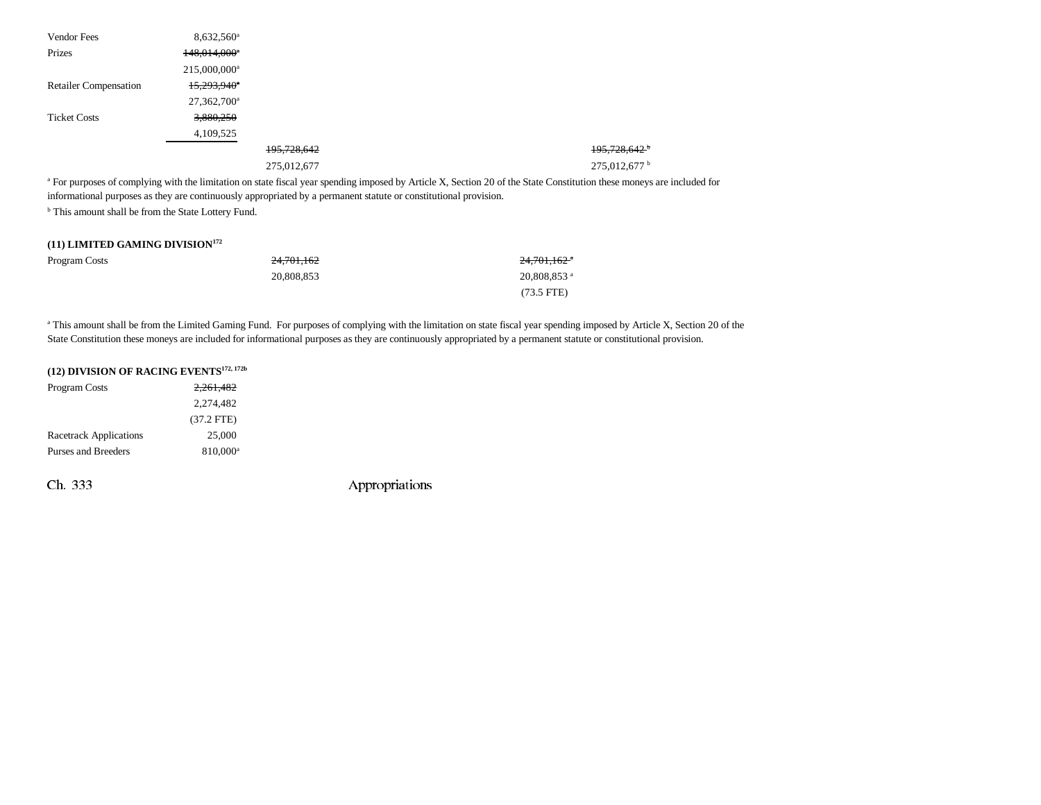| | | | |
|---|---|---|---|
| Vendor Fees | 8,632,560[a] | | |
| Prizes | ~~148,014,000[a]~~ | | |
| | 215,000,000[a] | | |
| Retailer Compensation | ~~15,293,940[a]~~ | | |
| | 27,362,700[a] | | |
| Ticket Costs | ~~3,880,250~~ | | |
| | 4,109,525 | | |
| | | ~~195,728,642~~ | ~~195,728,642[b]~~ |
| | | 275,012,677 | 275,012,677[b] |

[a] For purposes of complying with the limitation on state fiscal year spending imposed by Article X, Section 20 of the State Constitution these moneys are included for informational purposes as they are continuously appropriated by a permanent statute or constitutional provision.

[b] This amount shall be from the State Lottery Fund.

**(11) LIMITED GAMING DIVISION[172]**

| | | |
|---|---|---|
| Program Costs | ~~24,701,162~~ | ~~24,701,162[a]~~ |
| | 20,808,853 | 20,808,853[a] |
| | | (73.5 FTE) |

[a] This amount shall be from the Limited Gaming Fund. For purposes of complying with the limitation on state fiscal year spending imposed by Article X, Section 20 of the State Constitution these moneys are included for informational purposes as they are continuously appropriated by a permanent statute or constitutional provision.

**(12) DIVISION OF RACING EVENTS[172, 172b]**

| | |
|---|---|
| Program Costs | ~~2,261,482~~ |
| | 2,274,482 |
| | (37.2 FTE) |
| Racetrack Applications | 25,000 |
| Purses and Breeders | 810,000[a] |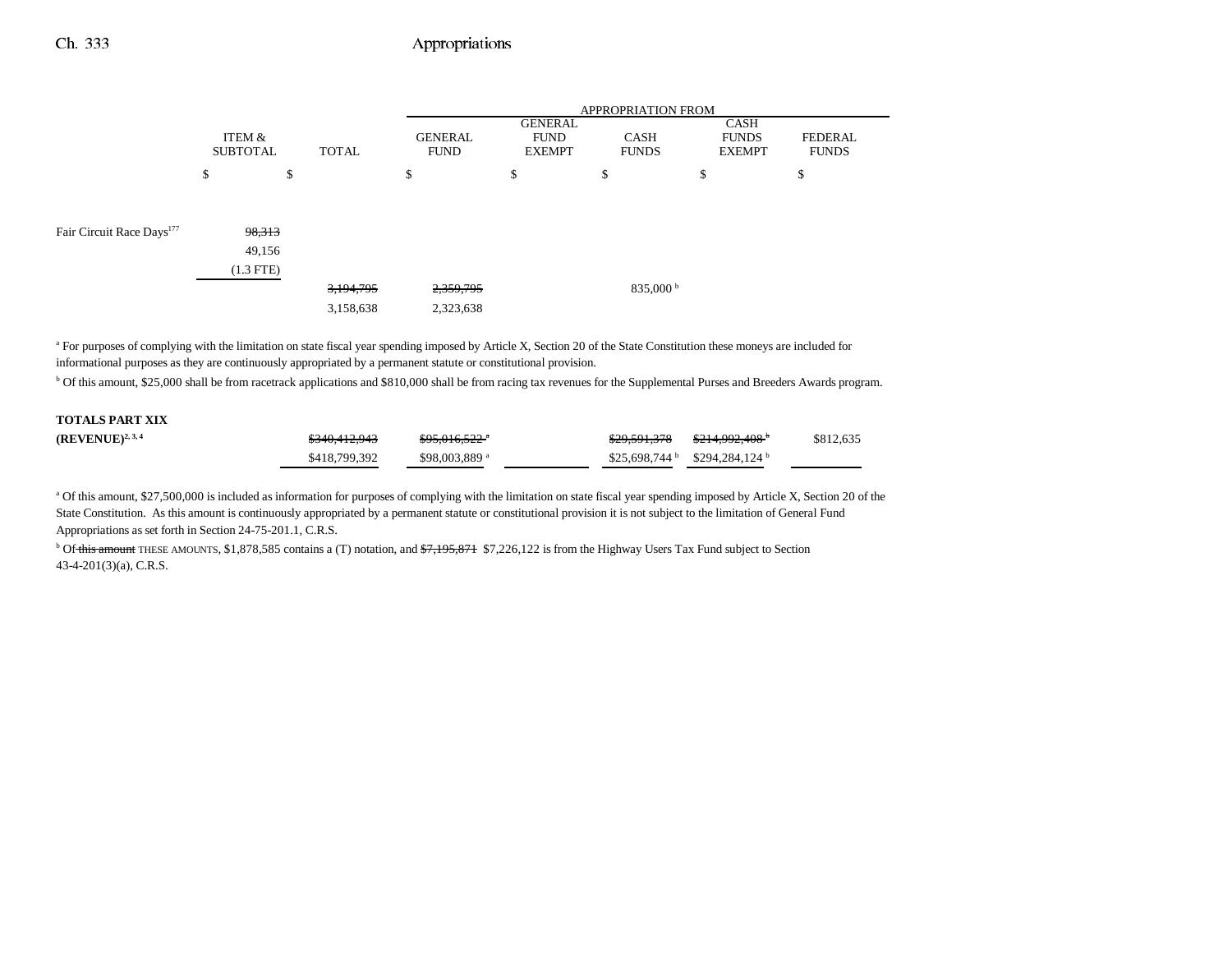| | ITEM & SUBTOTAL | TOTAL | GENERAL FUND | GENERAL FUND EXEMPT | CASH FUNDS | CASH FUNDS EXEMPT | FEDERAL FUNDS |
|---|---|---|---|---|---|---|---|
| | | | APPROPRIATION FROM | | | | |
| | $ | $ | $ | $ | $ | $ | $ |
| Fair Circuit Race Days[177] | ~~98,313~~ | | | | | | |
| | 49,156 | | | | | | |
| | (1.3 FTE) | | | | | | |
| | | ~~3,194,795~~ | ~~2,359,795~~ | | 835,000 [b] | | |
| | | 3,158,638 | 2,323,638 | | | | |

[a] For purposes of complying with the limitation on state fiscal year spending imposed by Article X, Section 20 of the State Constitution these moneys are included for informational purposes as they are continuously appropriated by a permanent statute or constitutional provision.

[b] Of this amount, $25,000 shall be from racetrack applications and $810,000 shall be from racing tax revenues for the Supplemental Purses and Breeders Awards program.

| | ITEM & SUBTOTAL | TOTAL | GENERAL FUND | GENERAL FUND EXEMPT | CASH FUNDS | CASH FUNDS EXEMPT | FEDERAL FUNDS |
|---|---|---|---|---|---|---|---|
| **TOTALS PART XIX (REVENUE)[2, 3, 4]** | | ~~$340,412,943~~ | ~~$95,016,522~~ [a] | | ~~$29,591,378~~ | ~~$214,992,408~~ [b] | $812,635 |
| | | $418,799,392 | $98,003,889 [a] | | $25,698,744 [b] | $294,284,124 [b] | |

[a] Of this amount, $27,500,000 is included as information for purposes of complying with the limitation on state fiscal year spending imposed by Article X, Section 20 of the State Constitution. As this amount is continuously appropriated by a permanent statute or constitutional provision it is not subject to the limitation of General Fund Appropriations as set forth in Section 24-75-201.1, C.R.S.

[b] Of ~~this amount~~ THESE AMOUNTS, $1,878,585 contains a (T) notation, and ~~$7,195,871~~ $7,226,122 is from the Highway Users Tax Fund subject to Section 43-4-201(3)(a), C.R.S.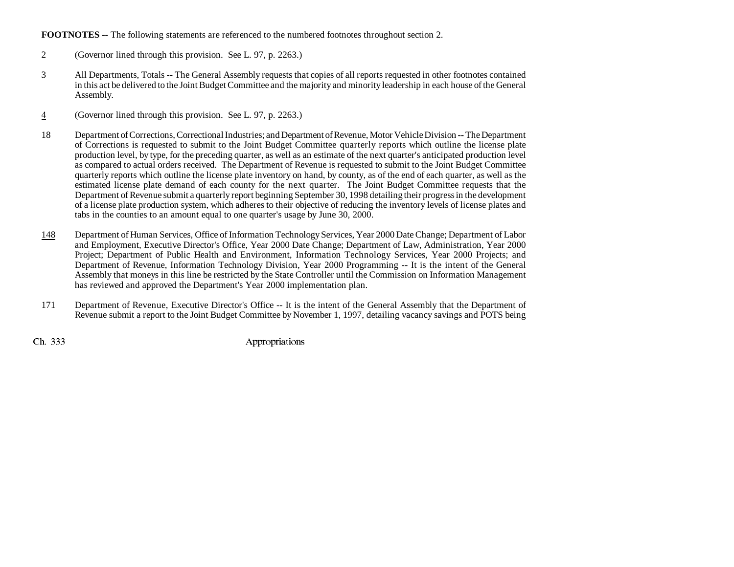**FOOTNOTES** -- The following statements are referenced to the numbered footnotes throughout section 2.

2 (Governor lined through this provision. See L. 97, p. 2263.)

3 All Departments, Totals -- The General Assembly requests that copies of all reports requested in other footnotes contained in this act be delivered to the Joint Budget Committee and the majority and minority leadership in each house of the General Assembly.

4 (Governor lined through this provision. See L. 97, p. 2263.)

18 Department of Corrections, Correctional Industries; and Department of Revenue, Motor Vehicle Division -- The Department of Corrections is requested to submit to the Joint Budget Committee quarterly reports which outline the license plate production level, by type, for the preceding quarter, as well as an estimate of the next quarter's anticipated production level as compared to actual orders received. The Department of Revenue is requested to submit to the Joint Budget Committee quarterly reports which outline the license plate inventory on hand, by county, as of the end of each quarter, as well as the estimated license plate demand of each county for the next quarter. The Joint Budget Committee requests that the Department of Revenue submit a quarterly report beginning September 30, 1998 detailing their progress in the development of a license plate production system, which adheres to their objective of reducing the inventory levels of license plates and tabs in the counties to an amount equal to one quarter's usage by June 30, 2000.

148 Department of Human Services, Office of Information Technology Services, Year 2000 Date Change; Department of Labor and Employment, Executive Director's Office, Year 2000 Date Change; Department of Law, Administration, Year 2000 Project; Department of Public Health and Environment, Information Technology Services, Year 2000 Projects; and Department of Revenue, Information Technology Division, Year 2000 Programming -- It is the intent of the General Assembly that moneys in this line be restricted by the State Controller until the Commission on Information Management has reviewed and approved the Department's Year 2000 implementation plan.

171 Department of Revenue, Executive Director's Office -- It is the intent of the General Assembly that the Department of Revenue submit a report to the Joint Budget Committee by November 1, 1997, detailing vacancy savings and POTS being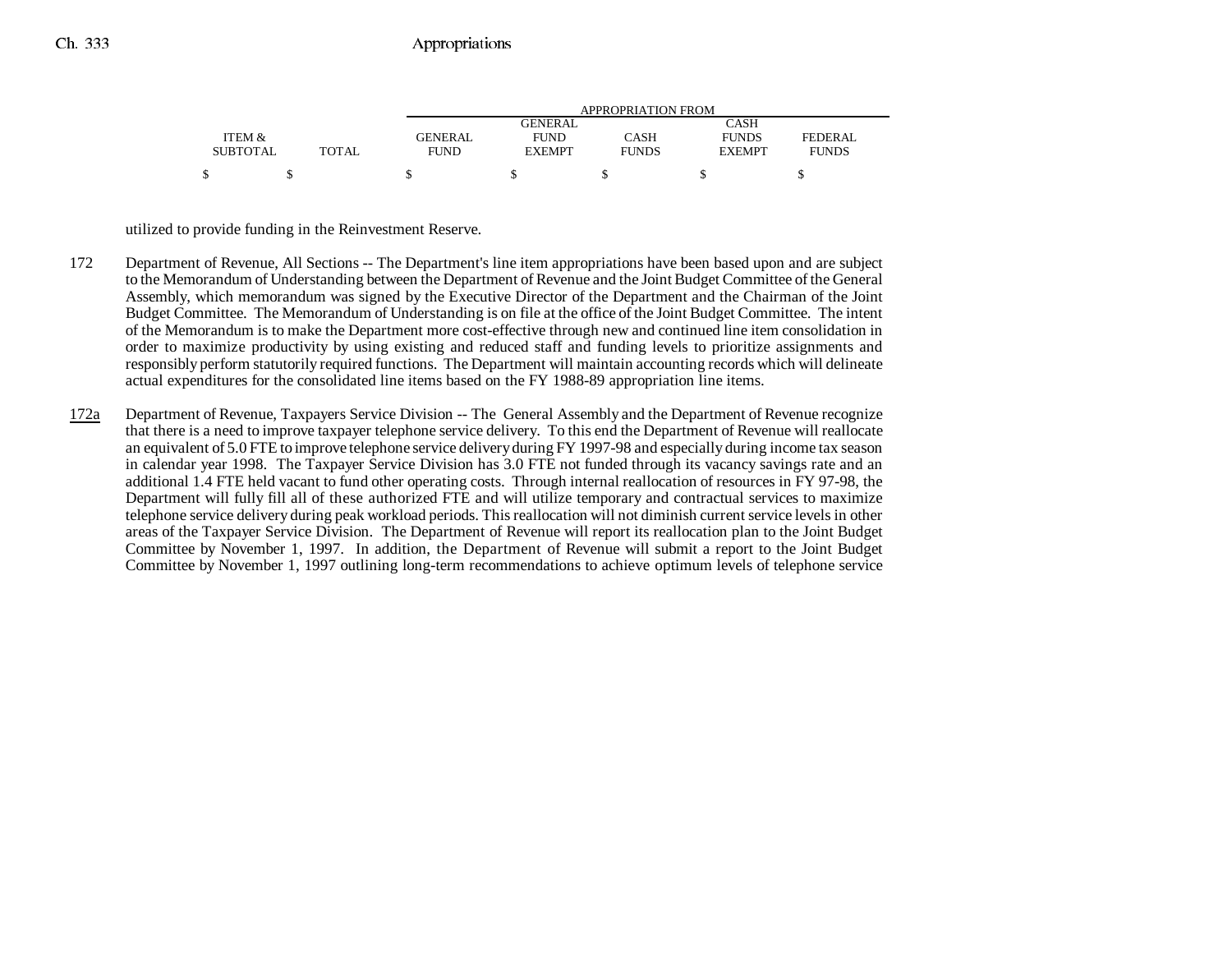| ITEM & SUBTOTAL | TOTAL | GENERAL FUND | GENERAL FUND EXEMPT | CASH FUNDS | CASH FUNDS EXEMPT | FEDERAL FUNDS |
|---|---|---|---|---|---|---|
| $ | $ | $ | $ | $ | $ | $ |

utilized to provide funding in the Reinvestment Reserve.

172 Department of Revenue, All Sections -- The Department's line item appropriations have been based upon and are subject to the Memorandum of Understanding between the Department of Revenue and the Joint Budget Committee of the General Assembly, which memorandum was signed by the Executive Director of the Department and the Chairman of the Joint Budget Committee. The Memorandum of Understanding is on file at the office of the Joint Budget Committee. The intent of the Memorandum is to make the Department more cost-effective through new and continued line item consolidation in order to maximize productivity by using existing and reduced staff and funding levels to prioritize assignments and responsibly perform statutorily required functions. The Department will maintain accounting records which will delineate actual expenditures for the consolidated line items based on the FY 1988-89 appropriation line items.

172a Department of Revenue, Taxpayers Service Division -- The General Assembly and the Department of Revenue recognize that there is a need to improve taxpayer telephone service delivery. To this end the Department of Revenue will reallocate an equivalent of 5.0 FTE to improve telephone service delivery during FY 1997-98 and especially during income tax season in calendar year 1998. The Taxpayer Service Division has 3.0 FTE not funded through its vacancy savings rate and an additional 1.4 FTE held vacant to fund other operating costs. Through internal reallocation of resources in FY 97-98, the Department will fully fill all of these authorized FTE and will utilize temporary and contractual services to maximize telephone service delivery during peak workload periods. This reallocation will not diminish current service levels in other areas of the Taxpayer Service Division. The Department of Revenue will report its reallocation plan to the Joint Budget Committee by November 1, 1997. In addition, the Department of Revenue will submit a report to the Joint Budget Committee by November 1, 1997 outlining long-term recommendations to achieve optimum levels of telephone service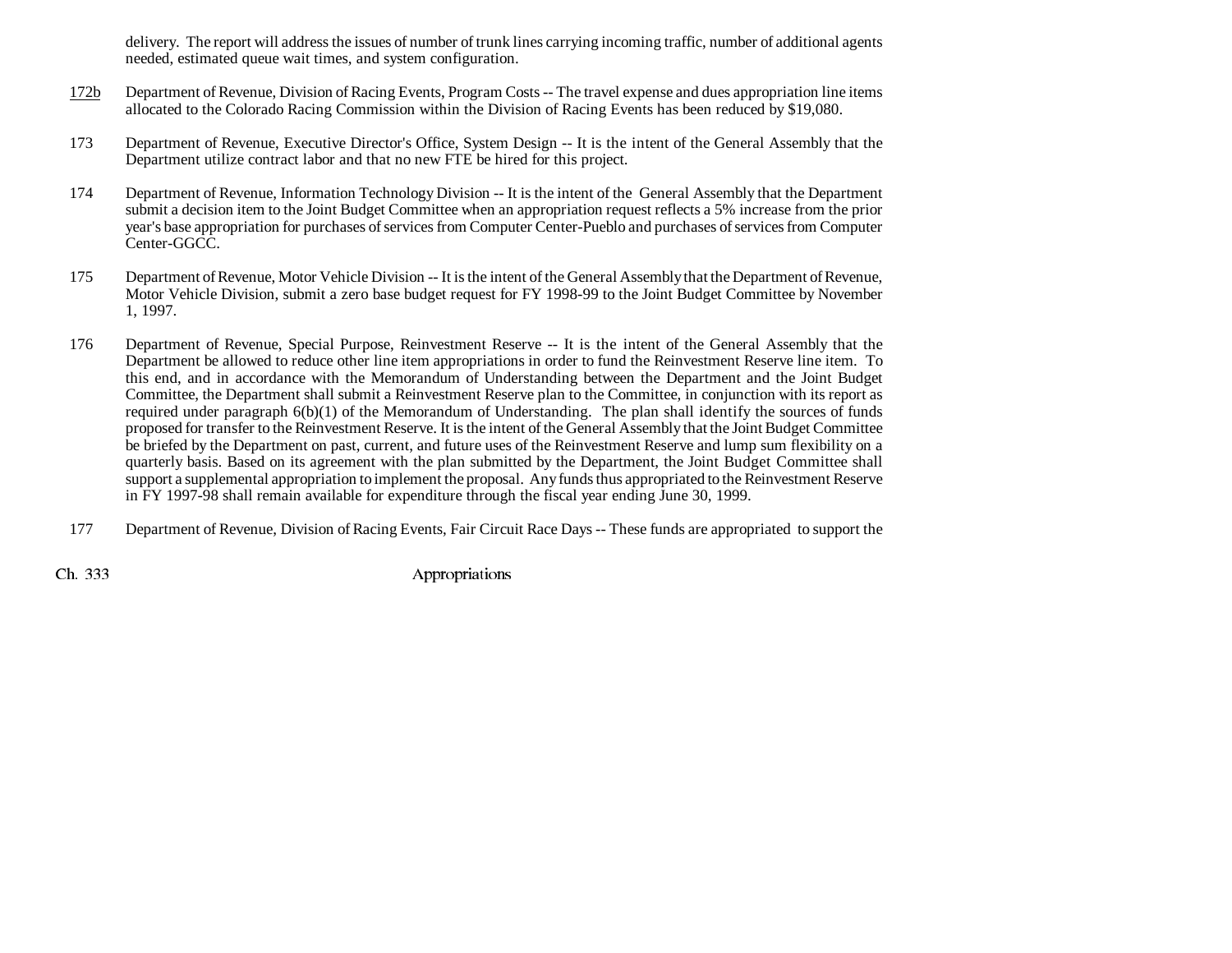delivery. The report will address the issues of number of trunk lines carrying incoming traffic, number of additional agents needed, estimated queue wait times, and system configuration.

<u>172b</u> Department of Revenue, Division of Racing Events, Program Costs -- The travel expense and dues appropriation line items allocated to the Colorado Racing Commission within the Division of Racing Events has been reduced by $19,080.

173 Department of Revenue, Executive Director's Office, System Design -- It is the intent of the General Assembly that the Department utilize contract labor and that no new FTE be hired for this project.

174 Department of Revenue, Information Technology Division -- It is the intent of the General Assembly that the Department submit a decision item to the Joint Budget Committee when an appropriation request reflects a 5% increase from the prior year's base appropriation for purchases of services from Computer Center-Pueblo and purchases of services from Computer Center-GGCC.

175 Department of Revenue, Motor Vehicle Division -- It is the intent of the General Assembly that the Department of Revenue, Motor Vehicle Division, submit a zero base budget request for FY 1998-99 to the Joint Budget Committee by November 1, 1997.

176 Department of Revenue, Special Purpose, Reinvestment Reserve -- It is the intent of the General Assembly that the Department be allowed to reduce other line item appropriations in order to fund the Reinvestment Reserve line item. To this end, and in accordance with the Memorandum of Understanding between the Department and the Joint Budget Committee, the Department shall submit a Reinvestment Reserve plan to the Committee, in conjunction with its report as required under paragraph 6(b)(1) of the Memorandum of Understanding. The plan shall identify the sources of funds proposed for transfer to the Reinvestment Reserve. It is the intent of the General Assembly that the Joint Budget Committee be briefed by the Department on past, current, and future uses of the Reinvestment Reserve and lump sum flexibility on a quarterly basis. Based on its agreement with the plan submitted by the Department, the Joint Budget Committee shall support a supplemental appropriation to implement the proposal. Any funds thus appropriated to the Reinvestment Reserve in FY 1997-98 shall remain available for expenditure through the fiscal year ending June 30, 1999.

177 Department of Revenue, Division of Racing Events, Fair Circuit Race Days -- These funds are appropriated to support the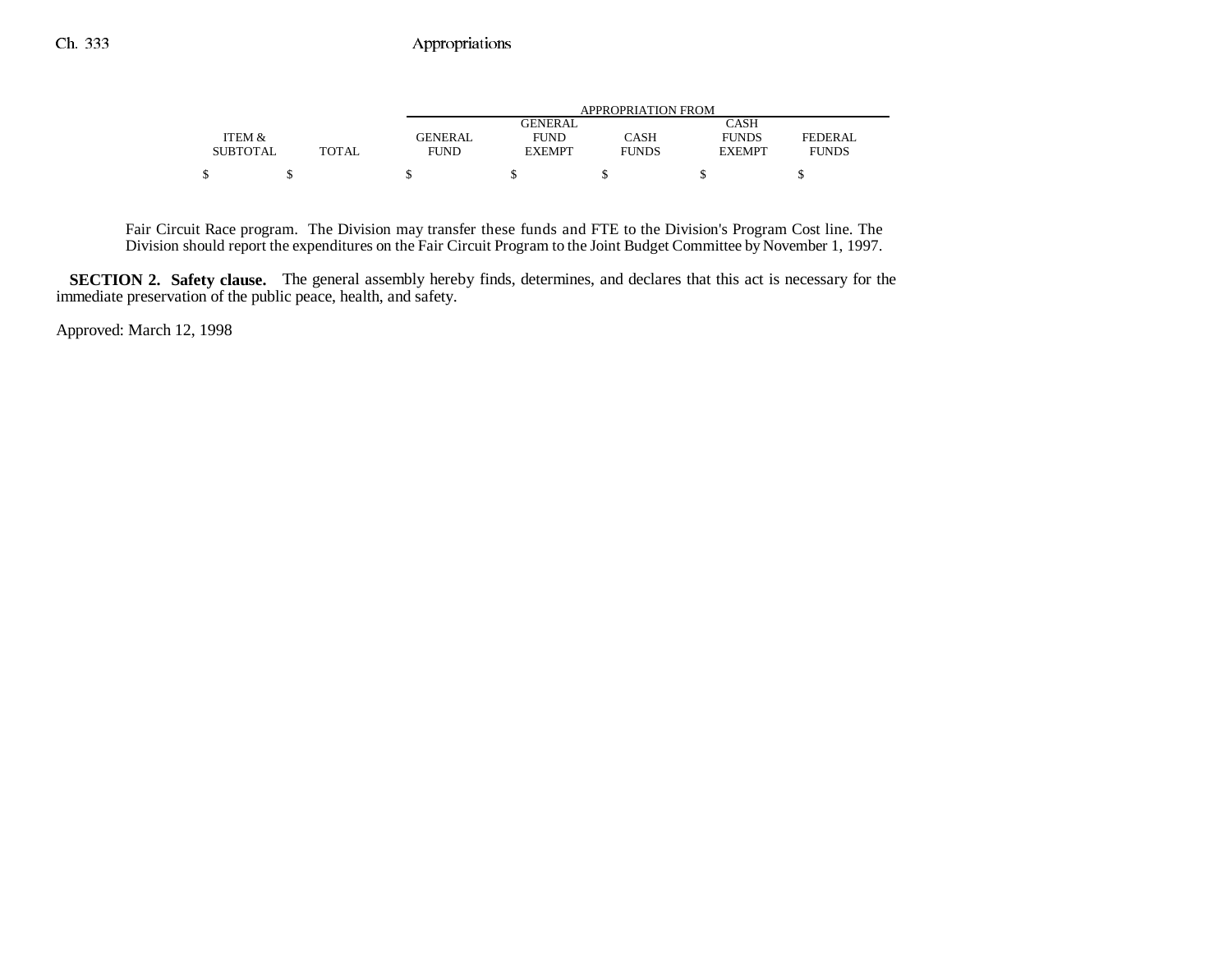| ITEM & SUBTOTAL | TOTAL | APPROPRIATION FROM GENERAL FUND | GENERAL FUND EXEMPT | CASH FUNDS | CASH FUNDS EXEMPT | FEDERAL FUNDS |
| --- | --- | --- | --- | --- | --- | --- |
| $ | $ | $ | $ | $ | $ | $ |

Fair Circuit Race program. The Division may transfer these funds and FTE to the Division's Program Cost line. The Division should report the expenditures on the Fair Circuit Program to the Joint Budget Committee by November 1, 1997.

**SECTION 2. Safety clause.** The general assembly hereby finds, determines, and declares that this act is necessary for the immediate preservation of the public peace, health, and safety.

Approved: March 12, 1998